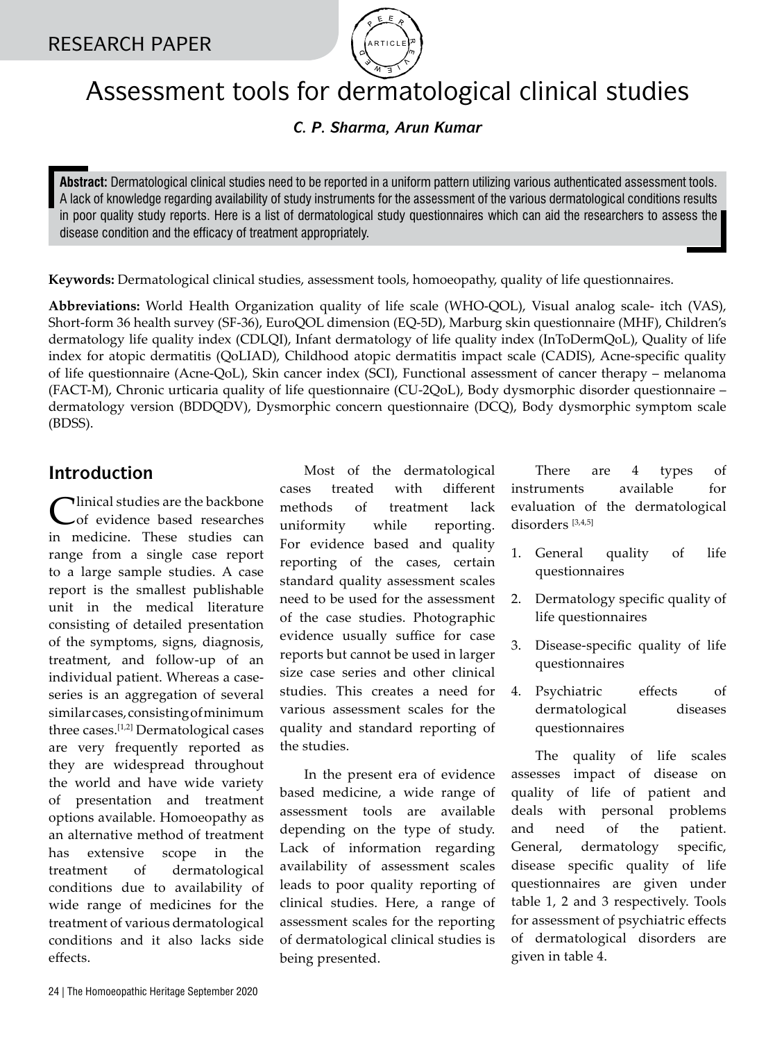RESEARCH PAPER

# Assessment tools for dermatological clinical studies

***C. P. Sharma, Arun Kumar***

**Abstract:** Dermatological clinical studies need to be reported in a uniform pattern utilizing various authenticated assessment tools. A lack of knowledge regarding availability of study instruments for the assessment of the various dermatological conditions results in poor quality study reports. Here is a list of dermatological study questionnaires which can aid the researchers to assess the disease condition and the efficacy of treatment appropriately.

**Keywords:** Dermatological clinical studies, assessment tools, homoeopathy, quality of life questionnaires.

**Abbreviations:** World Health Organization quality of life scale (WHO-QOL), Visual analog scale- itch (VAS), Short-form 36 health survey (SF-36), EuroQOL dimension (EQ-5D), Marburg skin questionnaire (MHF), Children's dermatology life quality index (CDLQI), Infant dermatology of life quality index (InToDermQoL), Quality of life index for atopic dermatitis (QoLIAD), Childhood atopic dermatitis impact scale (CADIS), Acne-specific quality of life questionnaire (Acne-QoL), Skin cancer index (SCI), Functional assessment of cancer therapy – melanoma (FACT-M), Chronic urticaria quality of life questionnaire (CU-2QoL), Body dysmorphic disorder questionnaire – dermatology version (BDDQDV), Dysmorphic concern questionnaire (DCQ), Body dysmorphic symptom scale (BDSS).

## Introduction

Clinical studies are the backbone of evidence based researches in medicine. These studies can range from a single case report to a large sample studies. A case report is the smallest publishable unit in the medical literature consisting of detailed presentation of the symptoms, signs, diagnosis, treatment, and follow-up of an individual patient. Whereas a case-series is an aggregation of several similar cases, consisting of minimum three cases.[1,2] Dermatological cases are very frequently reported as they are widespread throughout the world and have wide variety of presentation and treatment options available. Homoeopathy as an alternative method of treatment has extensive scope in the treatment of dermatological conditions due to availability of wide range of medicines for the treatment of various dermatological conditions and it also lacks side effects.

Most of the dermatological cases treated with different methods of treatment lack uniformity while reporting. For evidence based and quality reporting of the cases, certain standard quality assessment scales need to be used for the assessment of the case studies. Photographic evidence usually suffice for case reports but cannot be used in larger size case series and other clinical studies. This creates a need for various assessment scales for the quality and standard reporting of the studies.

In the present era of evidence based medicine, a wide range of assessment tools are available depending on the type of study. Lack of information regarding availability of assessment scales leads to poor quality reporting of clinical studies. Here, a range of assessment scales for the reporting of dermatological clinical studies is being presented.

There are 4 types of instruments available for evaluation of the dermatological disorders [3,4,5]

1. General quality of life questionnaires
2. Dermatology specific quality of life questionnaires
3. Disease-specific quality of life questionnaires
4. Psychiatric effects of dermatological diseases questionnaires

The quality of life scales assesses impact of disease on quality of life of patient and deals with personal problems and need of the patient. General, dermatology specific, disease specific quality of life questionnaires are given under table 1, 2 and 3 respectively. Tools for assessment of psychiatric effects of dermatological disorders are given in table 4.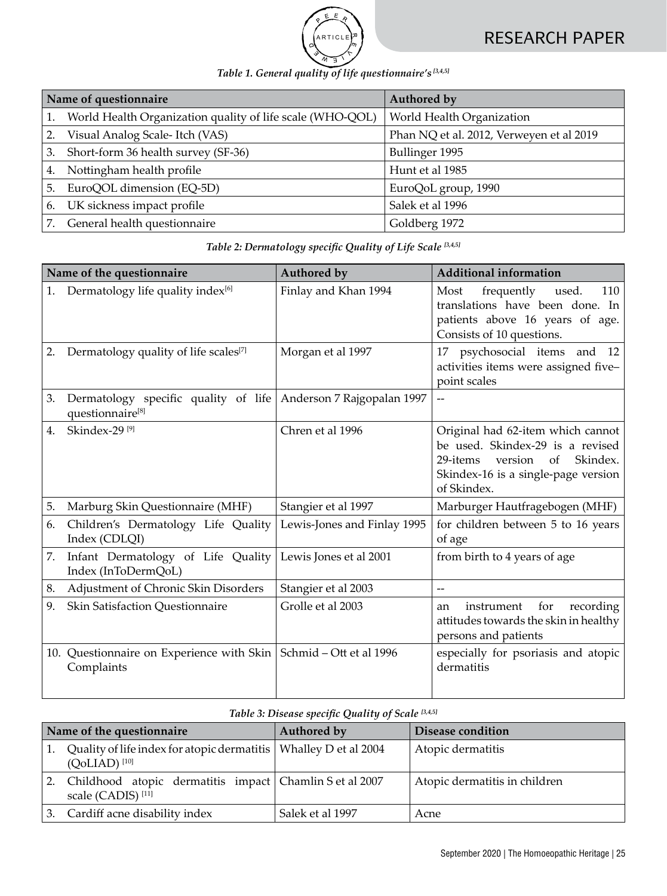*Table 1. General quality of life questionnaire's [3,4,5]*

| Name of questionnaire | Authored by |
|---|---|
| 1. World Health Organization quality of life scale (WHO-QOL) | World Health Organization |
| 2. Visual Analog Scale- Itch (VAS) | Phan NQ et al. 2012, Verweyen et al 2019 |
| 3. Short-form 36 health survey (SF-36) | Bullinger 1995 |
| 4. Nottingham health profile | Hunt et al 1985 |
| 5. EuroQOL dimension (EQ-5D) | EuroQoL group, 1990 |
| 6. UK sickness impact profile | Salek et al 1996 |
| 7. General health questionnaire | Goldberg 1972 |

*Table 2: Dermatology specific Quality of Life Scale [3,4,5]*

| Name of the questionnaire | Authored by | Additional information |
|---|---|---|
| 1. Dermatology life quality index[6] | Finlay and Khan 1994 | Most frequently used. 110 translations have been done. In patients above 16 years of age. Consists of 10 questions. |
| 2. Dermatology quality of life scales[7] | Morgan et al 1997 | 17 psychosocial items and 12 activities items were assigned five–point scales |
| 3. Dermatology specific quality of life questionnaire[8] | Anderson 7 Rajgopalan 1997 | -- |
| 4. Skindex-29 [9] | Chren et al 1996 | Original had 62-item which cannot be used. Skindex-29 is a revised 29-items version of Skindex. Skindex-16 is a single-page version of Skindex. |
| 5. Marburg Skin Questionnaire (MHF) | Stangier et al 1997 | Marburger Hautfragebogen (MHF) |
| 6. Children's Dermatology Life Quality Index (CDLQI) | Lewis-Jones and Finlay 1995 | for children between 5 to 16 years of age |
| 7. Infant Dermatology of Life Quality Index (InToDermQoL) | Lewis Jones et al 2001 | from birth to 4 years of age |
| 8. Adjustment of Chronic Skin Disorders | Stangier et al 2003 | -- |
| 9. Skin Satisfaction Questionnaire | Grolle et al 2003 | an instrument for recording attitudes towards the skin in healthy persons and patients |
| 10. Questionnaire on Experience with Skin Complaints | Schmid – Ott et al 1996 | especially for psoriasis and atopic dermatitis |

*Table 3: Disease specific Quality of Scale [3,4,5]*

| Name of the questionnaire | Authored by | Disease condition |
|---|---|---|
| 1. Quality of life index for atopic dermatitis (QoLIAD) [10] | Whalley D et al 2004 | Atopic dermatitis |
| 2. Childhood atopic dermatitis impact scale (CADIS) [11] | Chamlin S et al 2007 | Atopic dermatitis in children |
| 3. Cardiff acne disability index | Salek et al 1997 | Acne |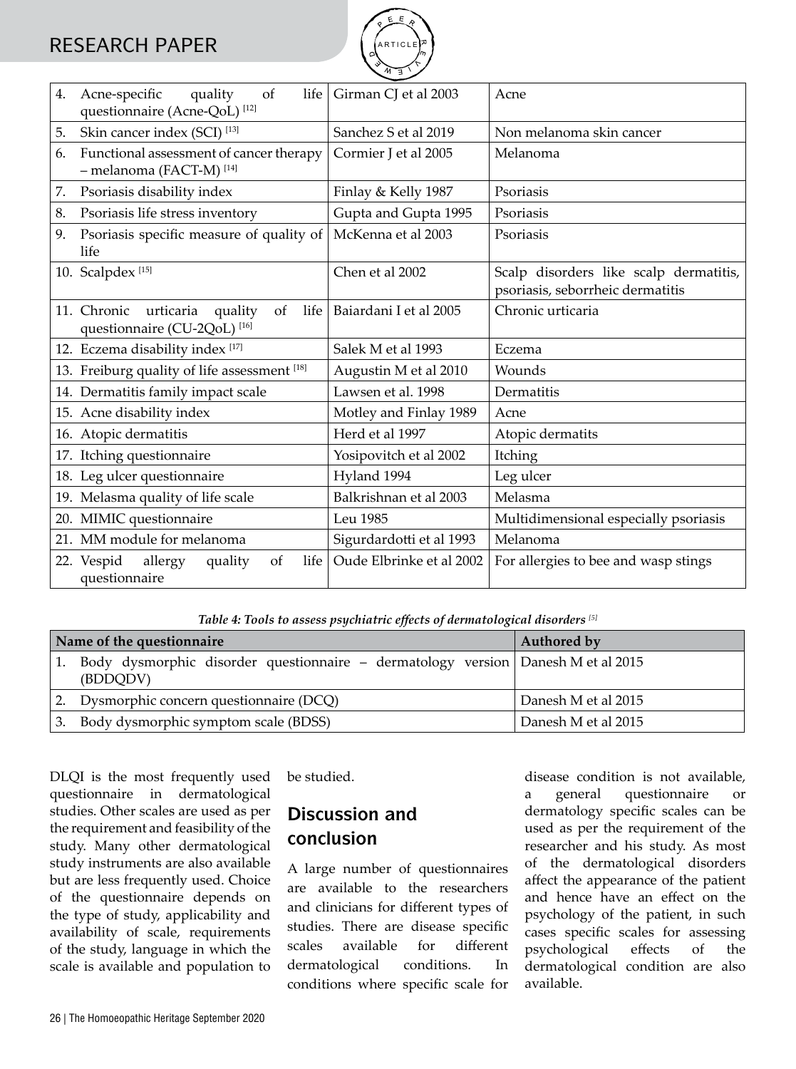| | | |
|---|---|---|
| 4. Acne-specific quality of life questionnaire (Acne-QoL) [12] | Girman CJ et al 2003 | Acne |
| 5. Skin cancer index (SCI) [13] | Sanchez S et al 2019 | Non melanoma skin cancer |
| 6. Functional assessment of cancer therapy – melanoma (FACT-M) [14] | Cormier J et al 2005 | Melanoma |
| 7. Psoriasis disability index | Finlay & Kelly 1987 | Psoriasis |
| 8. Psoriasis life stress inventory | Gupta and Gupta 1995 | Psoriasis |
| 9. Psoriasis specific measure of quality of life | McKenna et al 2003 | Psoriasis |
| 10. Scalpdex [15] | Chen et al 2002 | Scalp disorders like scalp dermatitis, psoriasis, seborrheic dermatitis |
| 11. Chronic urticaria quality of life questionnaire (CU-2QoL) [16] | Baiardani I et al 2005 | Chronic urticaria |
| 12. Eczema disability index [17] | Salek M et al 1993 | Eczema |
| 13. Freiburg quality of life assessment [18] | Augustin M et al 2010 | Wounds |
| 14. Dermatitis family impact scale | Lawsen et al. 1998 | Dermatitis |
| 15. Acne disability index | Motley and Finlay 1989 | Acne |
| 16. Atopic dermatitis | Herd et al 1997 | Atopic dermatits |
| 17. Itching questionnaire | Yosipovitch et al 2002 | Itching |
| 18. Leg ulcer questionnaire | Hyland 1994 | Leg ulcer |
| 19. Melasma quality of life scale | Balkrishnan et al 2003 | Melasma |
| 20. MIMIC questionnaire | Leu 1985 | Multidimensional especially psoriasis |
| 21. MM module for melanoma | Sigurdardotti et al 1993 | Melanoma |
| 22. Vespid allergy quality of life questionnaire | Oude Elbrinke et al 2002 | For allergies to bee and wasp stings |

***Table 4: Tools to assess psychiatric effects of dermatological disorders [5]***

| Name of the questionnaire | Authored by |
|---|---|
| 1. Body dysmorphic disorder questionnaire – dermatology version (BDDQDV) | Danesh M et al 2015 |
| 2. Dysmorphic concern questionnaire (DCQ) | Danesh M et al 2015 |
| 3. Body dysmorphic symptom scale (BDSS) | Danesh M et al 2015 |

DLQI is the most frequently used questionnaire in dermatological studies. Other scales are used as per the requirement and feasibility of the study. Many other dermatological study instruments are also available but are less frequently used. Choice of the questionnaire depends on the type of study, applicability and availability of scale, requirements of the study, language in which the scale is available and population to be studied.

## Discussion and conclusion

A large number of questionnaires are available to the researchers and clinicians for different types of studies. There are disease specific scales available for different dermatological conditions. In conditions where specific scale for disease condition is not available, a general questionnaire or dermatology specific scales can be used as per the requirement of the researcher and his study. As most of the dermatological disorders affect the appearance of the patient and hence have an effect on the psychology of the patient, in such cases specific scales for assessing psychological effects of the dermatological condition are also available.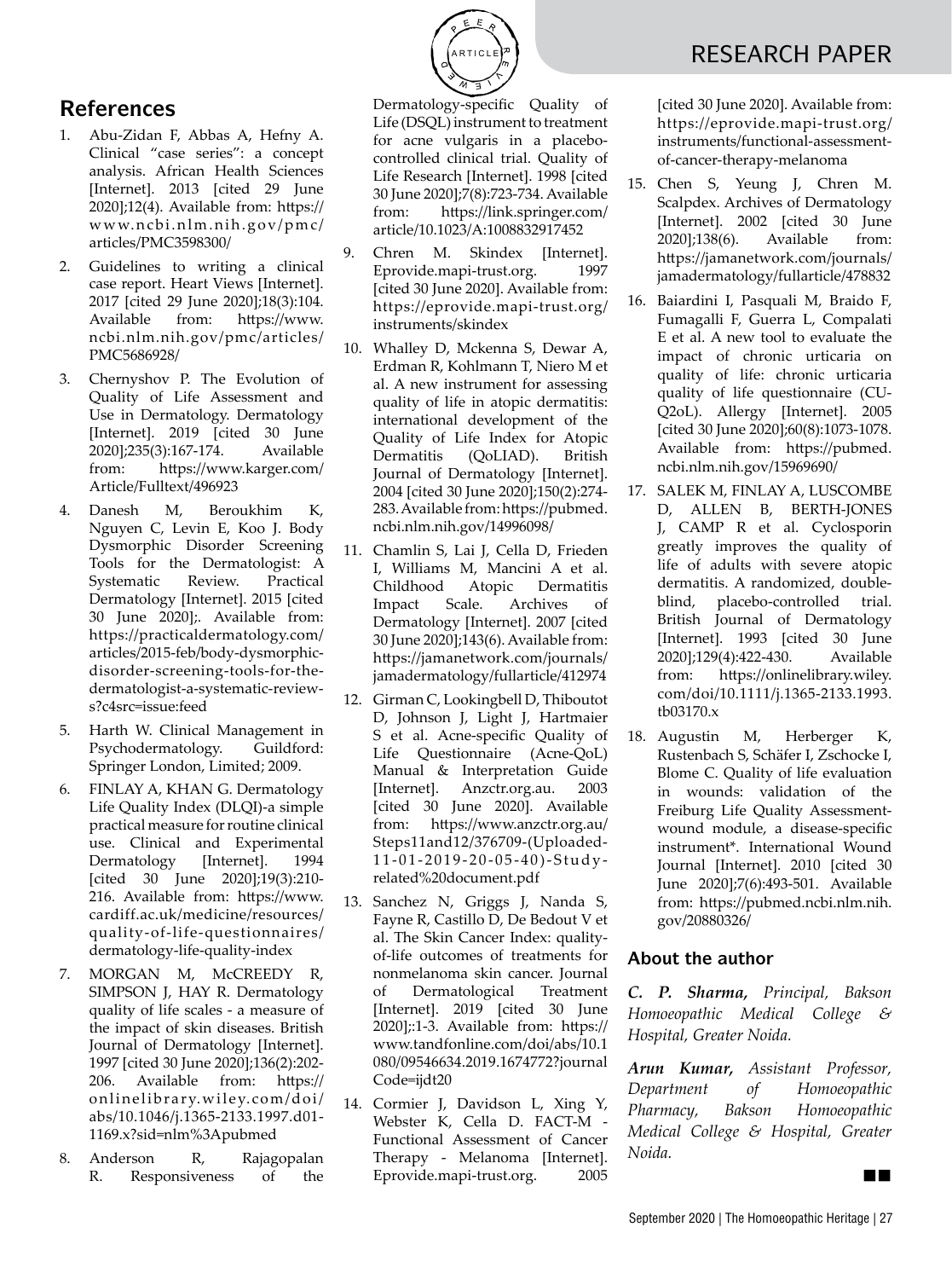## References

1. Abu-Zidan F, Abbas A, Hefny A. Clinical "case series": a concept analysis. African Health Sciences [Internet]. 2013 [cited 29 June 2020];12(4). Available from: https://www.ncbi.nlm.nih.gov/pmc/articles/PMC3598300/
2. Guidelines to writing a clinical case report. Heart Views [Internet]. 2017 [cited 29 June 2020];18(3):104. Available from: https://www.ncbi.nlm.nih.gov/pmc/articles/PMC5686928/
3. Chernyshov P. The Evolution of Quality of Life Assessment and Use in Dermatology. Dermatology [Internet]. 2019 [cited 30 June 2020];235(3):167-174. Available from: https://www.karger.com/Article/Fulltext/496923
4. Danesh M, Beroukhim K, Nguyen C, Levin E, Koo J. Body Dysmorphic Disorder Screening Tools for the Dermatologist: A Systematic Review. Practical Dermatology [Internet]. 2015 [cited 30 June 2020];. Available from: https://practicaldermatology.com/articles/2015-feb/body-dysmorphic-disorder-screening-tools-for-the-dermatologist-a-systematic-review-s?c4src=issue:feed
5. Harth W. Clinical Management in Psychodermatology. Guildford: Springer London, Limited; 2009.
6. FINLAY A, KHAN G. Dermatology Life Quality Index (DLQI)-a simple practical measure for routine clinical use. Clinical and Experimental Dermatology [Internet]. 1994 [cited 30 June 2020];19(3):210-216. Available from: https://www.cardiff.ac.uk/medicine/resources/quality-of-life-questionnaires/dermatology-life-quality-index
7. MORGAN M, McCREEDY R, SIMPSON J, HAY R. Dermatology quality of life scales - a measure of the impact of skin diseases. British Journal of Dermatology [Internet]. 1997 [cited 30 June 2020];136(2):202-206. Available from: https://onlinelibrary.wiley.com/doi/abs/10.1046/j.1365-2133.1997.d01-1169.x?sid=nlm%3Apubmed
8. Anderson R, Rajagopalan R. Responsiveness of the Dermatology-specific Quality of Life (DSQL) instrument to treatment for acne vulgaris in a placebo-controlled clinical trial. Quality of Life Research [Internet]. 1998 [cited 30 June 2020];7(8):723-734. Available from: https://link.springer.com/article/10.1023/A:1008832917452
9. Chren M. Skindex [Internet]. Eprovide.mapi-trust.org. 1997 [cited 30 June 2020]. Available from: https://eprovide.mapi-trust.org/instruments/skindex
10. Whalley D, Mckenna S, Dewar A, Erdman R, Kohlmann T, Niero M et al. A new instrument for assessing quality of life in atopic dermatitis: international development of the Quality of Life Index for Atopic Dermatitis (QoLIAD). British Journal of Dermatology [Internet]. 2004 [cited 30 June 2020];150(2):274-283. Available from: https://pubmed.ncbi.nlm.nih.gov/14996098/
11. Chamlin S, Lai J, Cella D, Frieden I, Williams M, Mancini A et al. Childhood Atopic Dermatitis Impact Scale. Archives of Dermatology [Internet]. 2007 [cited 30 June 2020];143(6). Available from: https://jamanetwork.com/journals/jamadermatology/fullarticle/412974
12. Girman C, Lookingbell D, Thiboutot D, Johnson J, Light J, Hartmaier S et al. Acne-specific Quality of Life Questionnaire (Acne-QoL) Manual & Interpretation Guide [Internet]. Anzctr.org.au. 2003 [cited 30 June 2020]. Available from: https://www.anzctr.org.au/Steps11and12/376709-(Uploaded-11-01-2019-20-05-40)-Study-related%20document.pdf
13. Sanchez N, Griggs J, Nanda S, Fayne R, Castillo D, De Bedout V et al. The Skin Cancer Index: quality-of-life outcomes of treatments for nonmelanoma skin cancer. Journal of Dermatological Treatment [Internet]. 2019 [cited 30 June 2020];:1-3. Available from: https://www.tandfonline.com/doi/abs/10.1080/09546634.2019.1674772?journalCode=ijdt20
14. Cormier J, Davidson L, Xing Y, Webster K, Cella D. FACT-M - Functional Assessment of Cancer Therapy - Melanoma [Internet]. Eprovide.mapi-trust.org. 2005 [cited 30 June 2020]. Available from: https://eprovide.mapi-trust.org/instruments/functional-assessment-of-cancer-therapy-melanoma
15. Chen S, Yeung J, Chren M. Scalpdex. Archives of Dermatology [Internet]. 2002 [cited 30 June 2020];138(6). Available from: https://jamanetwork.com/journals/jamadermatology/fullarticle/478832
16. Baiardini I, Pasquali M, Braido F, Fumagalli F, Guerra L, Compalati E et al. A new tool to evaluate the impact of chronic urticaria on quality of life: chronic urticaria quality of life questionnaire (CU-Q2oL). Allergy [Internet]. 2005 [cited 30 June 2020];60(8):1073-1078. Available from: https://pubmed.ncbi.nlm.nih.gov/15969690/
17. SALEK M, FINLAY A, LUSCOMBE D, ALLEN B, BERTH-JONES J, CAMP R et al. Cyclosporin greatly improves the quality of life of adults with severe atopic dermatitis. A randomized, double-blind, placebo-controlled trial. British Journal of Dermatology [Internet]. 1993 [cited 30 June 2020];129(4):422-430. Available from: https://onlinelibrary.wiley.com/doi/10.1111/j.1365-2133.1993.tb03170.x
18. Augustin M, Herberger K, Rustenbach S, Schäfer I, Zschocke I, Blome C. Quality of life evaluation in wounds: validation of the Freiburg Life Quality Assessment-wound module, a disease-specific instrument*. International Wound Journal [Internet]. 2010 [cited 30 June 2020];7(6):493-501. Available from: https://pubmed.ncbi.nlm.nih.gov/20880326/

### About the author

***C. P. Sharma,*** *Principal, Bakson Homoeopathic Medical College & Hospital, Greater Noida.*

***Arun Kumar,*** *Assistant Professor, Department of Homoeopathic Pharmacy, Bakson Homoeopathic Medical College & Hospital, Greater Noida.*